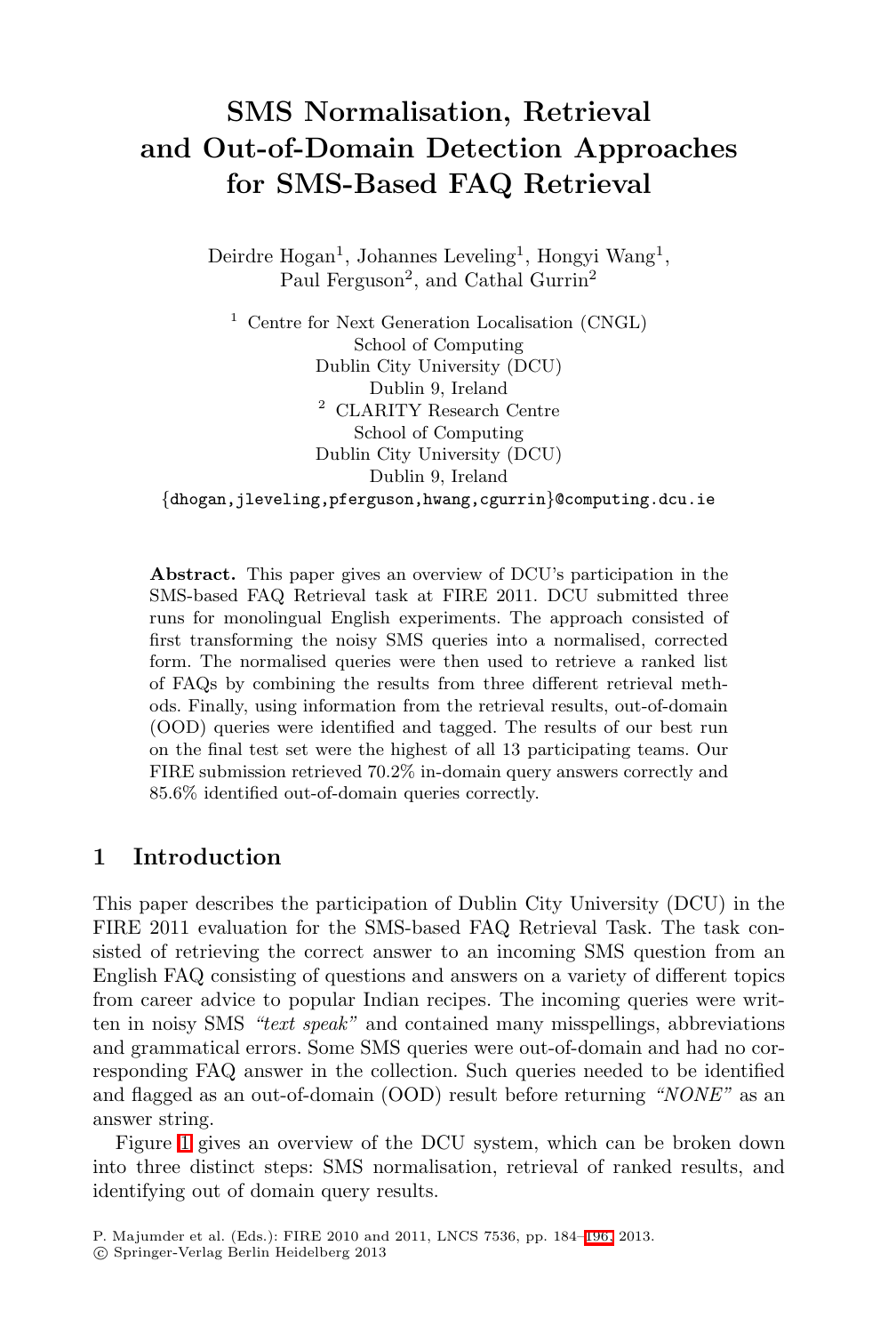# SMS Normalisation, Retrieval and Out-of-Domain Detection Approaches for SMS-Based FAQ Retrieval

Deirdre Hogan[1], Johannes Leveling[1], Hongyi Wang[1], Paul Ferguson[2], and Cathal Gurrin[2]

[1] Centre for Next Generation Localisation (CNGL)
School of Computing
Dublin City University (DCU)
Dublin 9, Ireland

[2] CLARITY Research Centre
School of Computing
Dublin City University (DCU)
Dublin 9, Ireland

{dhogan,jleveling,pferguson,hwang,cgurrin}@computing.dcu.ie

**Abstract.** This paper gives an overview of DCU's participation in the SMS-based FAQ Retrieval task at FIRE 2011. DCU submitted three runs for monolingual English experiments. The approach consisted of first transforming the noisy SMS queries into a normalised, corrected form. The normalised queries were then used to retrieve a ranked list of FAQs by combining the results from three different retrieval methods. Finally, using information from the retrieval results, out-of-domain (OOD) queries were identified and tagged. The results of our best run on the final test set were the highest of all 13 participating teams. Our FIRE submission retrieved 70.2% in-domain query answers correctly and 85.6% identified out-of-domain queries correctly.

## 1 Introduction

This paper describes the participation of Dublin City University (DCU) in the FIRE 2011 evaluation for the SMS-based FAQ Retrieval Task. The task consisted of retrieving the correct answer to an incoming SMS question from an English FAQ consisting of questions and answers on a variety of different topics from career advice to popular Indian recipes. The incoming queries were written in noisy SMS *"text speak"* and contained many misspellings, abbreviations and grammatical errors. Some SMS queries were out-of-domain and had no corresponding FAQ answer in the collection. Such queries needed to be identified and flagged as an out-of-domain (OOD) result before returning *"NONE"* as an answer string.

Figure 1 gives an overview of the DCU system, which can be broken down into three distinct steps: SMS normalisation, retrieval of ranked results, and identifying out of domain query results.

P. Majumder et al. (Eds.): FIRE 2010 and 2011, LNCS 7536, pp. 184–196, 2013.
© Springer-Verlag Berlin Heidelberg 2013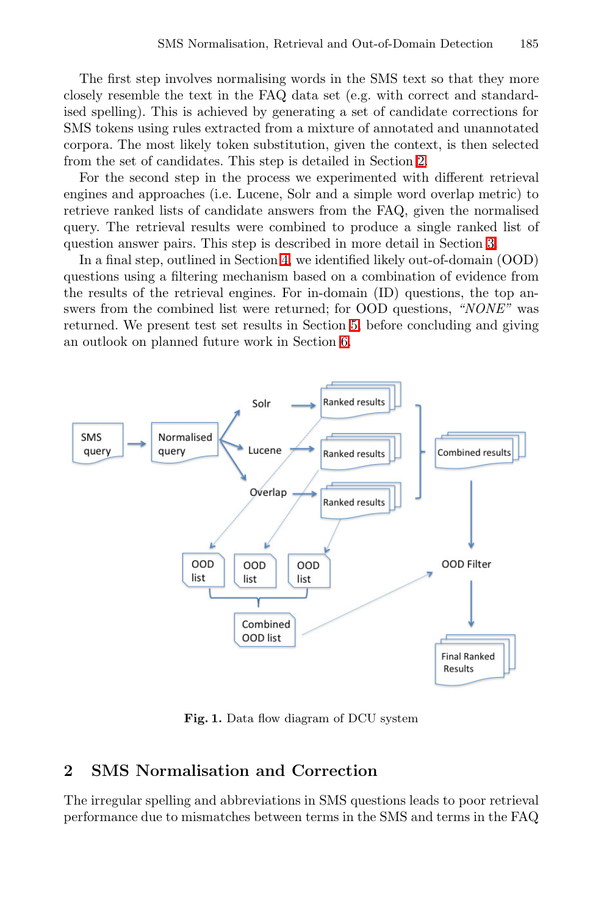The first step involves normalising words in the SMS text so that they more closely resemble the text in the FAQ data set (e.g. with correct and standardised spelling). This is achieved by generating a set of candidate corrections for SMS tokens using rules extracted from a mixture of annotated and unannotated corpora. The most likely token substitution, given the context, is then selected from the set of candidates. This step is detailed in Section 2.

For the second step in the process we experimented with different retrieval engines and approaches (i.e. Lucene, Solr and a simple word overlap metric) to retrieve ranked lists of candidate answers from the FAQ, given the normalised query. The retrieval results were combined to produce a single ranked list of question answer pairs. This step is described in more detail in Section 3.

In a final step, outlined in Section 4, we identified likely out-of-domain (OOD) questions using a filtering mechanism based on a combination of evidence from the results of the retrieval engines. For in-domain (ID) questions, the top answers from the combined list were returned; for OOD questions, *"NONE"* was returned. We present test set results in Section 5, before concluding and giving an outlook on planned future work in Section 6.

**Fig. 1.** Data flow diagram of DCU system

## 2 SMS Normalisation and Correction

The irregular spelling and abbreviations in SMS questions leads to poor retrieval performance due to mismatches between terms in the SMS and terms in the FAQ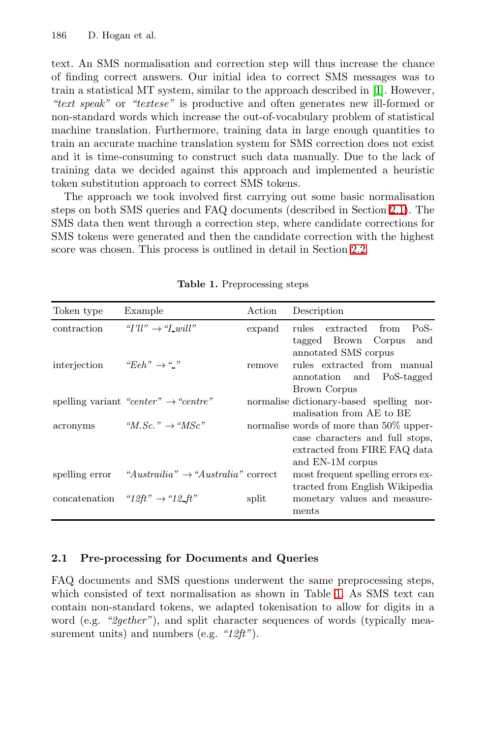text. An SMS normalisation and correction step will thus increase the chance of finding correct answers. Our initial idea to correct SMS messages was to train a statistical MT system, similar to the approach described in [1]. However, *"text speak"* or *"textese"* is productive and often generates new ill-formed or non-standard words which increase the out-of-vocabulary problem of statistical machine translation. Furthermore, training data in large enough quantities to train an accurate machine translation system for SMS correction does not exist and it is time-consuming to construct such data manually. Due to the lack of training data we decided against this approach and implemented a heuristic token substitution approach to correct SMS tokens.

The approach we took involved first carrying out some basic normalisation steps on both SMS queries and FAQ documents (described in Section 2.1). The SMS data then went through a correction step, where candidate corrections for SMS tokens were generated and then the candidate correction with the highest score was chosen. This process is outlined in detail in Section 2.2.

**Table 1.** Preprocessing steps

| Token type | Example | Action | Description |
|---|---|---|---|
| contraction | *"I'll"* → *"I_will"* | expand | rules extracted from PoS-tagged Brown Corpus and annotated SMS corpus |
| interjection | *"Eeh"* → *"_"* | remove | rules extracted from manual annotation and PoS-tagged Brown Corpus |
| spelling variant | *"center"* → *"centre"* | normalise | dictionary-based spelling normalisation from AE to BE |
| acronyms | *"M.Sc."* → *"MSc"* | normalise | words of more than 50% uppercase characters and full stops, extracted from FIRE FAQ data and EN-1M corpus |
| spelling error | *"Austrailia"* → *"Australia"* | correct | most frequent spelling errors extracted from English Wikipedia |
| concatenation | *"12ft"* → *"12_ft"* | split | monetary values and measurements |

### 2.1 Pre-processing for Documents and Queries

FAQ documents and SMS questions underwent the same preprocessing steps, which consisted of text normalisation as shown in Table 1. As SMS text can contain non-standard tokens, we adapted tokenisation to allow for digits in a word (e.g. *"2gether"*), and split character sequences of words (typically measurement units) and numbers (e.g. *"12ft"*).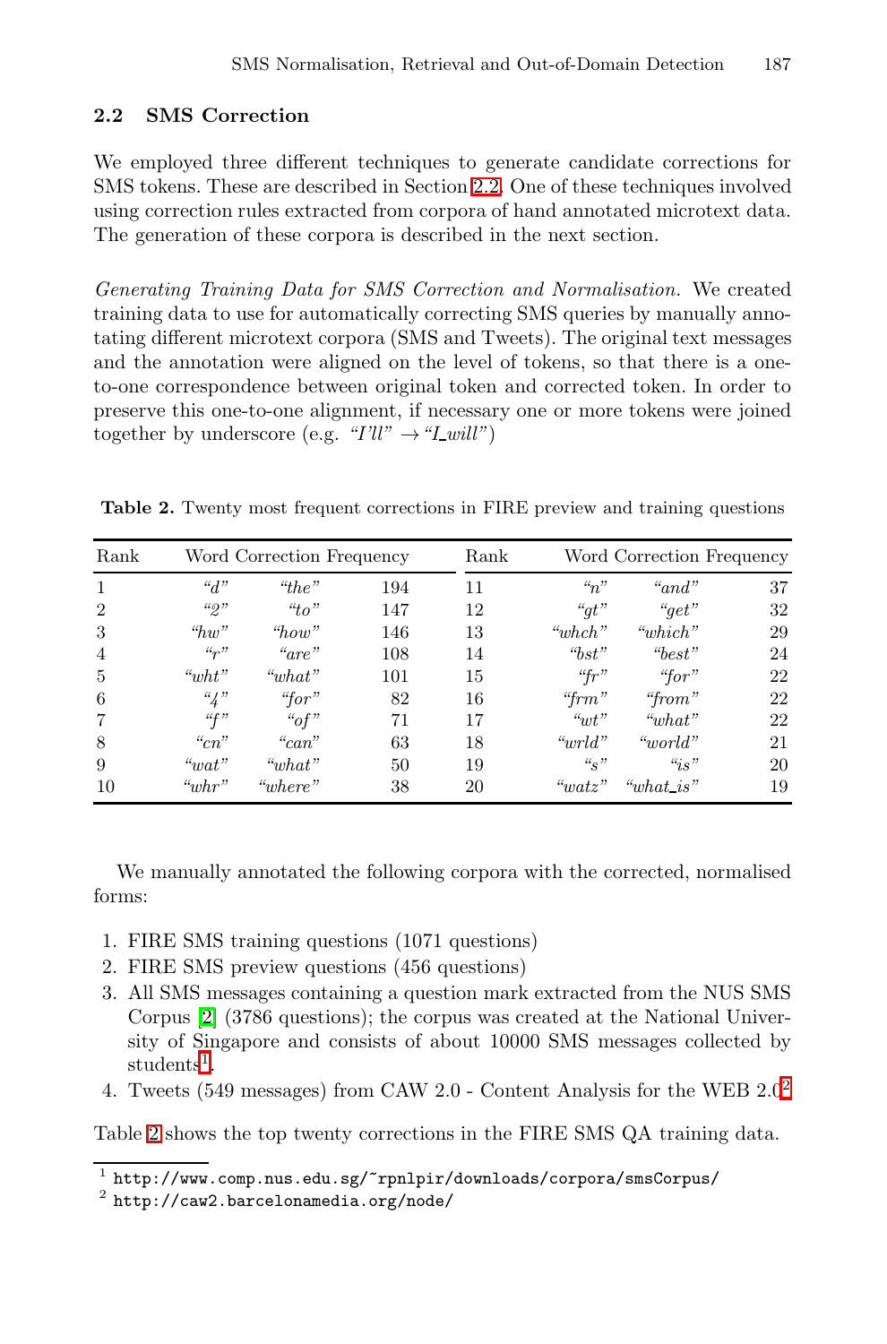## 2.2 SMS Correction

We employed three different techniques to generate candidate corrections for SMS tokens. These are described in Section 2.2. One of these techniques involved using correction rules extracted from corpora of hand annotated microtext data. The generation of these corpora is described in the next section.

*Generating Training Data for SMS Correction and Normalisation.* We created training data to use for automatically correcting SMS queries by manually annotating different microtext corpora (SMS and Tweets). The original text messages and the annotation were aligned on the level of tokens, so that there is a one-to-one correspondence between original token and corrected token. In order to preserve this one-to-one alignment, if necessary one or more tokens were joined together by underscore (e.g. *"I'll"* → *"I_will"*)

**Table 2.** Twenty most frequent corrections in FIRE preview and training questions

| Rank | Word | Correction | Frequency | Rank | Word | Correction | Frequency |
|---|---|---|---|---|---|---|---|
| 1 | *"d"* | *"the"* | 194 | 11 | *"n"* | *"and"* | 37 |
| 2 | *"2"* | *"to"* | 147 | 12 | *"gt"* | *"get"* | 32 |
| 3 | *"hw"* | *"how"* | 146 | 13 | *"whch"* | *"which"* | 29 |
| 4 | *"r"* | *"are"* | 108 | 14 | *"bst"* | *"best"* | 24 |
| 5 | *"wht"* | *"what"* | 101 | 15 | *"fr"* | *"for"* | 22 |
| 6 | *"4"* | *"for"* | 82 | 16 | *"frm"* | *"from"* | 22 |
| 7 | *"f"* | *"of"* | 71 | 17 | *"wt"* | *"what"* | 22 |
| 8 | *"cn"* | *"can"* | 63 | 18 | *"wrld"* | *"world"* | 21 |
| 9 | *"wat"* | *"what"* | 50 | 19 | *"s"* | *"is"* | 20 |
| 10 | *"whr"* | *"where"* | 38 | 20 | *"watz"* | *"what_is"* | 19 |

We manually annotated the following corpora with the corrected, normalised forms:

1. FIRE SMS training questions (1071 questions)
2. FIRE SMS preview questions (456 questions)
3. All SMS messages containing a question mark extracted from the NUS SMS Corpus [2] (3786 questions); the corpus was created at the National University of Singapore and consists of about 10000 SMS messages collected by students[1].
4. Tweets (549 messages) from CAW 2.0 - Content Analysis for the WEB 2.0[2]

Table 2 shows the top twenty corrections in the FIRE SMS QA training data.

[1] http://www.comp.nus.edu.sg/~rpnlpir/downloads/corpora/smsCorpus/

[2] http://caw2.barcelonamedia.org/node/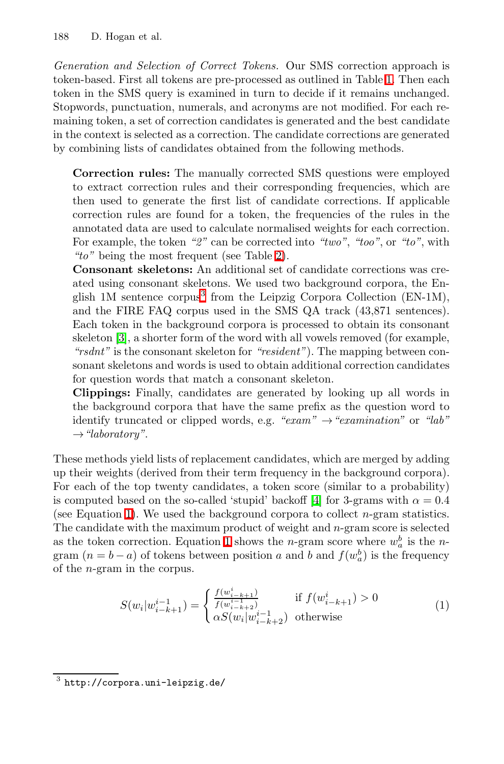*Generation and Selection of Correct Tokens.* Our SMS correction approach is token-based. First all tokens are pre-processed as outlined in Table 1. Then each token in the SMS query is examined in turn to decide if it remains unchanged. Stopwords, punctuation, numerals, and acronyms are not modified. For each remaining token, a set of correction candidates is generated and the best candidate in the context is selected as a correction. The candidate corrections are generated by combining lists of candidates obtained from the following methods.

**Correction rules:** The manually corrected SMS questions were employed to extract correction rules and their corresponding frequencies, which are then used to generate the first list of candidate corrections. If applicable correction rules are found for a token, the frequencies of the rules in the annotated data are used to calculate normalised weights for each correction. For example, the token *"2"* can be corrected into *"two"*, *"too"*, or *"to"*, with *"to"* being the most frequent (see Table 2).

**Consonant skeletons:** An additional set of candidate corrections was created using consonant skeletons. We used two background corpora, the English 1M sentence corpus[3] from the Leipzig Corpora Collection (EN-1M), and the FIRE FAQ corpus used in the SMS QA track (43,871 sentences). Each token in the background corpora is processed to obtain its consonant skeleton [3], a shorter form of the word with all vowels removed (for example, *"rsdnt"* is the consonant skeleton for *"resident"*). The mapping between consonant skeletons and words is used to obtain additional correction candidates for question words that match a consonant skeleton.

**Clippings:** Finally, candidates are generated by looking up all words in the background corpora that have the same prefix as the question word to identify truncated or clipped words, e.g. *"exam"* → *"examination"* or *"lab"* → *"laboratory"*.

These methods yield lists of replacement candidates, which are merged by adding up their weights (derived from their term frequency in the background corpora). For each of the top twenty candidates, a token score (similar to a probability) is computed based on the so-called 'stupid' backoff [4] for 3-grams with $\alpha = 0.4$ (see Equation 1). We used the background corpora to collect $n$-gram statistics. The candidate with the maximum product of weight and $n$-gram score is selected as the token correction. Equation 1 shows the $n$-gram score where $w_a^b$ is the $n$-gram ($n = b - a$) of tokens between position $a$ and $b$ and $f(w_a^b)$ is the frequency of the $n$-gram in the corpus.

$$S(w_i|w_{i-k+1}^{i-1}) = \begin{cases} \frac{f(w_{i-k+1}^{i})}{f(w_{i-k+2}^{i-1})} & \text{if } f(w_{i-k+1}^{i}) > 0 \\ \alpha S(w_i|w_{i-k+2}^{i-1}) & \text{otherwise} \end{cases} \quad (1)$$

[3] http://corpora.uni-leipzig.de/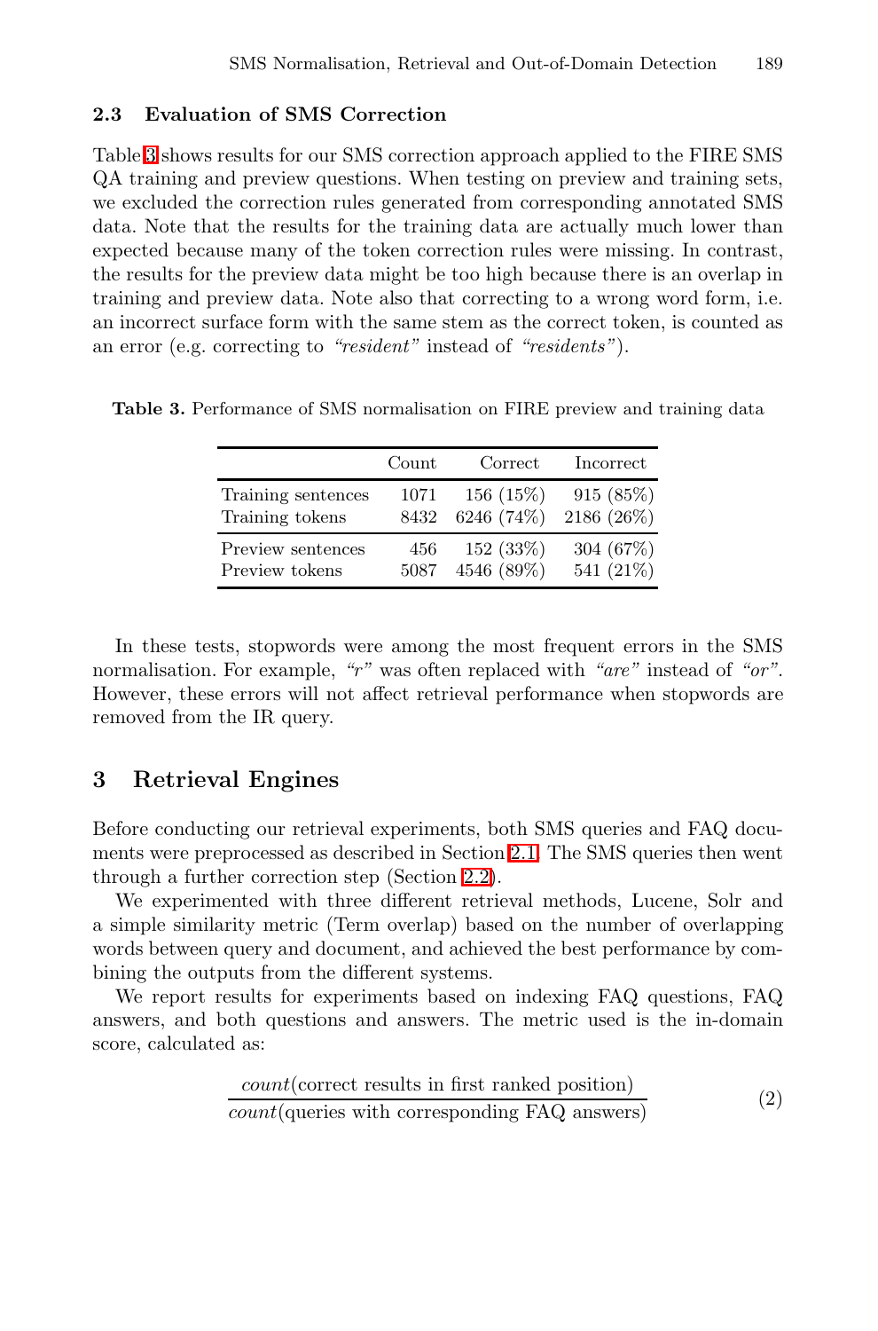### 2.3 Evaluation of SMS Correction

Table 3 shows results for our SMS correction approach applied to the FIRE SMS QA training and preview questions. When testing on preview and training sets, we excluded the correction rules generated from corresponding annotated SMS data. Note that the results for the training data are actually much lower than expected because many of the token correction rules were missing. In contrast, the results for the preview data might be too high because there is an overlap in training and preview data. Note also that correcting to a wrong word form, i.e. an incorrect surface form with the same stem as the correct token, is counted as an error (e.g. correcting to *"resident"* instead of *"residents"*).

**Table 3.** Performance of SMS normalisation on FIRE preview and training data

| | Count | Correct | Incorrect |
|---|---|---|---|
| Training sentences | 1071 | 156 (15%) | 915 (85%) |
| Training tokens | 8432 | 6246 (74%) | 2186 (26%) |
| Preview sentences | 456 | 152 (33%) | 304 (67%) |
| Preview tokens | 5087 | 4546 (89%) | 541 (21%) |

In these tests, stopwords were among the most frequent errors in the SMS normalisation. For example, *"r"* was often replaced with *"are"* instead of *"or"*. However, these errors will not affect retrieval performance when stopwords are removed from the IR query.

## 3 Retrieval Engines

Before conducting our retrieval experiments, both SMS queries and FAQ documents were preprocessed as described in Section 2.1. The SMS queries then went through a further correction step (Section 2.2).

We experimented with three different retrieval methods, Lucene, Solr and a simple similarity metric (Term overlap) based on the number of overlapping words between query and document, and achieved the best performance by combining the outputs from the different systems.

We report results for experiments based on indexing FAQ questions, FAQ answers, and both questions and answers. The metric used is the in-domain score, calculated as:

$$\frac{count(\text{correct results in first ranked position})}{count(\text{queries with corresponding FAQ answers})} \tag{2}$$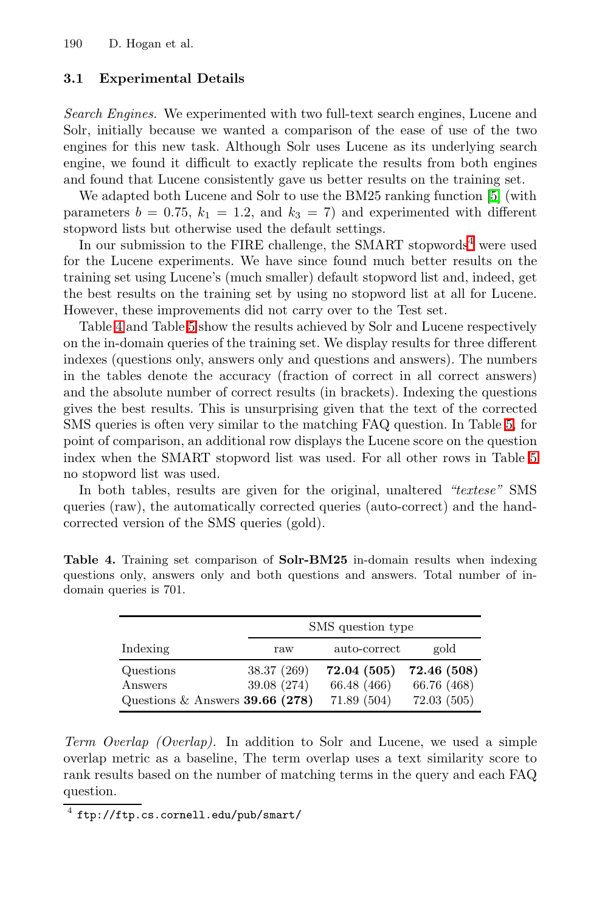### 3.1 Experimental Details

*Search Engines.* We experimented with two full-text search engines, Lucene and Solr, initially because we wanted a comparison of the ease of use of the two engines for this new task. Although Solr uses Lucene as its underlying search engine, we found it difficult to exactly replicate the results from both engines and found that Lucene consistently gave us better results on the training set.

We adapted both Lucene and Solr to use the BM25 ranking function [5] (with parameters $b = 0.75$, $k_1 = 1.2$, and $k_3 = 7$) and experimented with different stopword lists but otherwise used the default settings.

In our submission to the FIRE challenge, the SMART stopwords[4] were used for the Lucene experiments. We have since found much better results on the training set using Lucene's (much smaller) default stopword list and, indeed, get the best results on the training set by using no stopword list at all for Lucene. However, these improvements did not carry over to the Test set.

Table 4 and Table 5 show the results achieved by Solr and Lucene respectively on the in-domain queries of the training set. We display results for three different indexes (questions only, answers only and questions and answers). The numbers in the tables denote the accuracy (fraction of correct in all correct answers) and the absolute number of correct results (in brackets). Indexing the questions gives the best results. This is unsurprising given that the text of the corrected SMS queries is often very similar to the matching FAQ question. In Table 5, for point of comparison, an additional row displays the Lucene score on the question index when the SMART stopword list was used. For all other rows in Table 5 no stopword list was used.

In both tables, results are given for the original, unaltered *"textese"* SMS queries (raw), the automatically corrected queries (auto-correct) and the hand-corrected version of the SMS queries (gold).

**Table 4.** Training set comparison of **Solr-BM25** in-domain results when indexing questions only, answers only and both questions and answers. Total number of in-domain queries is 701.

| | SMS question type | | |
|---|---|---|---|
| Indexing | raw | auto-correct | gold |
| Questions | 38.37 (269) | **72.04 (505)** | **72.46 (508)** |
| Answers | 39.08 (274) | 66.48 (466) | 66.76 (468) |
| Questions & Answers | **39.66 (278)** | 71.89 (504) | 72.03 (505) |

*Term Overlap (Overlap).* In addition to Solr and Lucene, we used a simple overlap metric as a baseline, The term overlap uses a text similarity score to rank results based on the number of matching terms in the query and each FAQ question.

[4] ftp://ftp.cs.cornell.edu/pub/smart/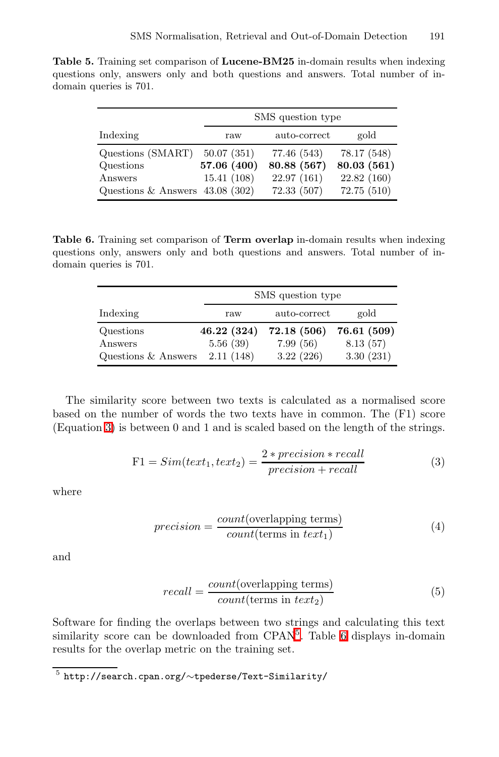**Table 5.** Training set comparison of **Lucene-BM25** in-domain results when indexing questions only, answers only and both questions and answers. Total number of in-domain queries is 701.

| | SMS question type | | |
|---|---|---|---|
| Indexing | raw | auto-correct | gold |
| Questions (SMART) | 50.07 (351) | 77.46 (543) | 78.17 (548) |
| Questions | **57.06 (400)** | **80.88 (567)** | **80.03 (561)** |
| Answers | 15.41 (108) | 22.97 (161) | 22.82 (160) |
| Questions & Answers | 43.08 (302) | 72.33 (507) | 72.75 (510) |

**Table 6.** Training set comparison of **Term overlap** in-domain results when indexing questions only, answers only and both questions and answers. Total number of in-domain queries is 701.

| | SMS question type | | |
|---|---|---|---|
| Indexing | raw | auto-correct | gold |
| Questions | **46.22 (324)** | **72.18 (506)** | **76.61 (509)** |
| Answers | 5.56 (39) | 7.99 (56) | 8.13 (57) |
| Questions & Answers | 2.11 (148) | 3.22 (226) | 3.30 (231) |

The similarity score between two texts is calculated as a normalised score based on the number of words the two texts have in common. The (F1) score (Equation 3) is between 0 and 1 and is scaled based on the length of the strings.

$$\text{F1} = Sim(text_1, text_2) = \frac{2 * precision * recall}{precision + recall} \tag{3}$$

where

$$precision = \frac{count(\text{overlapping terms})}{count(\text{terms in } text_1)} \tag{4}$$

and

$$recall = \frac{count(\text{overlapping terms})}{count(\text{terms in } text_2)} \tag{5}$$

Software for finding the overlaps between two strings and calculating this text similarity score can be downloaded from CPAN[5]. Table 6 displays in-domain results for the overlap metric on the training set.

[5] `http://search.cpan.org/~tpederse/Text-Similarity/`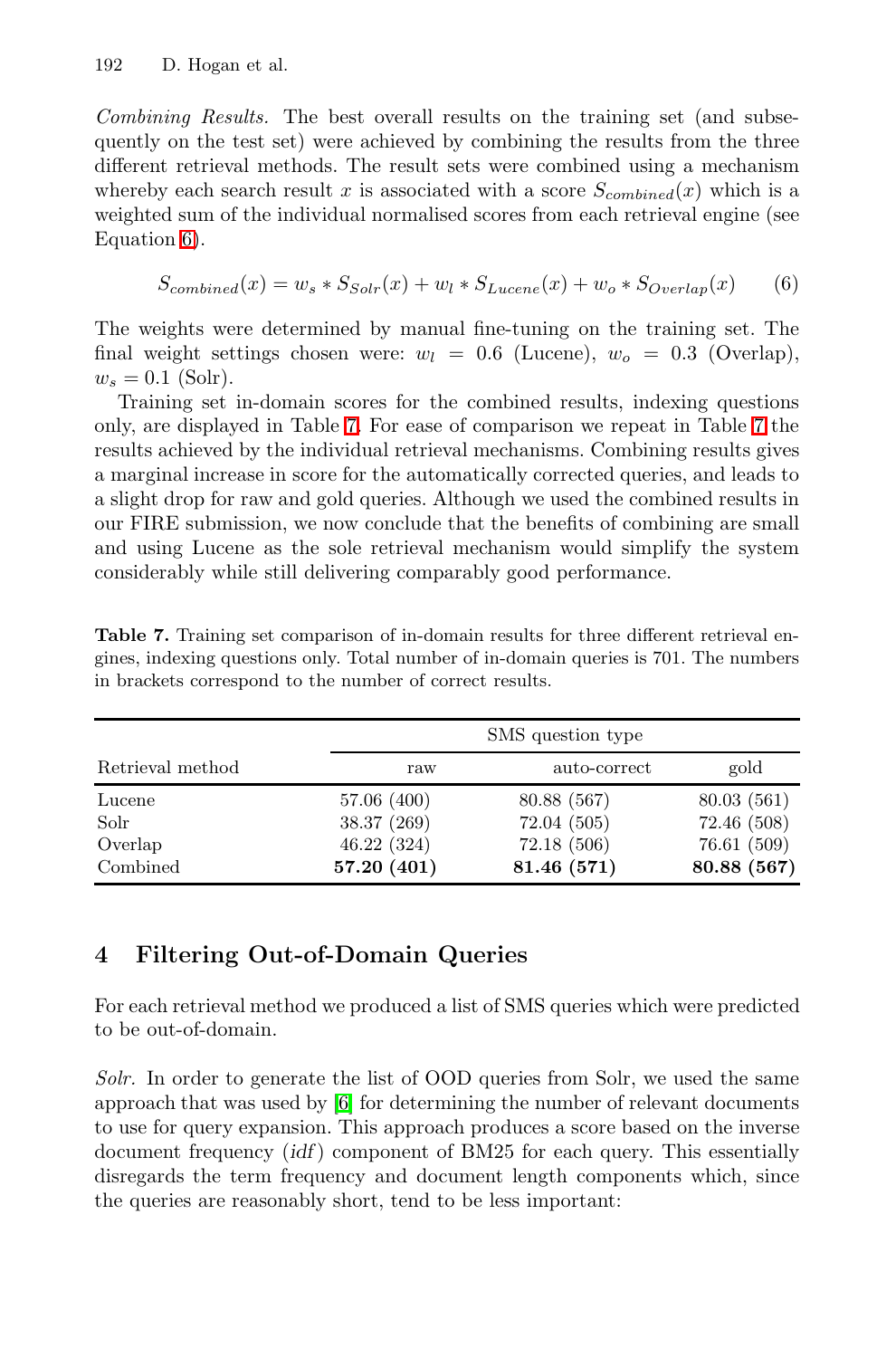*Combining Results.* The best overall results on the training set (and subsequently on the test set) were achieved by combining the results from the three different retrieval methods. The result sets were combined using a mechanism whereby each search result $x$ is associated with a score $S_{combined}(x)$ which is a weighted sum of the individual normalised scores from each retrieval engine (see Equation 6).

$$S_{combined}(x) = w_s * S_{Solr}(x) + w_l * S_{Lucene}(x) + w_o * S_{Overlap}(x) \tag{6}$$

The weights were determined by manual fine-tuning on the training set. The final weight settings chosen were: $w_l = 0.6$ (Lucene), $w_o = 0.3$ (Overlap), $w_s = 0.1$ (Solr).

Training set in-domain scores for the combined results, indexing questions only, are displayed in Table 7. For ease of comparison we repeat in Table 7 the results achieved by the individual retrieval mechanisms. Combining results gives a marginal increase in score for the automatically corrected queries, and leads to a slight drop for raw and gold queries. Although we used the combined results in our FIRE submission, we now conclude that the benefits of combining are small and using Lucene as the sole retrieval mechanism would simplify the system considerably while still delivering comparably good performance.

**Table 7.** Training set comparison of in-domain results for three different retrieval engines, indexing questions only. Total number of in-domain queries is 701. The numbers in brackets correspond to the number of correct results.

| | SMS question type | | |
|---|---|---|---|
| Retrieval method | raw | auto-correct | gold |
| Lucene | 57.06 (400) | 80.88 (567) | 80.03 (561) |
| Solr | 38.37 (269) | 72.04 (505) | 72.46 (508) |
| Overlap | 46.22 (324) | 72.18 (506) | 76.61 (509) |
| Combined | **57.20 (401)** | **81.46 (571)** | **80.88 (567)** |

## 4 Filtering Out-of-Domain Queries

For each retrieval method we produced a list of SMS queries which were predicted to be out-of-domain.

*Solr.* In order to generate the list of OOD queries from Solr, we used the same approach that was used by [6] for determining the number of relevant documents to use for query expansion. This approach produces a score based on the inverse document frequency (*idf*) component of BM25 for each query. This essentially disregards the term frequency and document length components which, since the queries are reasonably short, tend to be less important: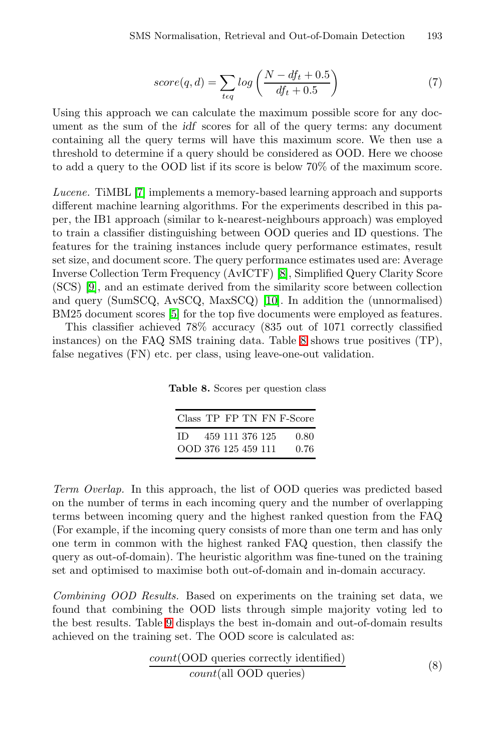$$score(q, d) = \sum_{t \epsilon q} log \left( \frac{N - df_t + 0.5}{df_t + 0.5} \right) \tag{7}$$

Using this approach we can calculate the maximum possible score for any document as the sum of the *idf* scores for all of the query terms: any document containing all the query terms will have this maximum score. We then use a threshold to determine if a query should be considered as OOD. Here we choose to add a query to the OOD list if its score is below 70% of the maximum score.

*Lucene.* TiMBL [7] implements a memory-based learning approach and supports different machine learning algorithms. For the experiments described in this paper, the IB1 approach (similar to k-nearest-neighbours approach) was employed to train a classifier distinguishing between OOD queries and ID questions. The features for the training instances include query performance estimates, result set size, and document score. The query performance estimates used are: Average Inverse Collection Term Frequency (AvICTF) [8], Simplified Query Clarity Score (SCS) [9], and an estimate derived from the similarity score between collection and query (SumSCQ, AvSCQ, MaxSCQ) [10]. In addition the (unnormalised) BM25 document scores [5] for the top five documents were employed as features.

This classifier achieved 78% accuracy (835 out of 1071 correctly classified instances) on the FAQ SMS training data. Table 8 shows true positives (TP), false negatives (FN) etc. per class, using leave-one-out validation.

**Table 8.** Scores per question class

| Class | TP | FP | TN | FN | F-Score |
|---|---|---|---|---|---|
| ID | 459 | 111 | 376 | 125 | 0.80 |
| OOD | 376 | 125 | 459 | 111 | 0.76 |

*Term Overlap.* In this approach, the list of OOD queries was predicted based on the number of terms in each incoming query and the number of overlapping terms between incoming query and the highest ranked question from the FAQ (For example, if the incoming query consists of more than one term and has only one term in common with the highest ranked FAQ question, then classify the query as out-of-domain). The heuristic algorithm was fine-tuned on the training set and optimised to maximise both out-of-domain and in-domain accuracy.

*Combining OOD Results.* Based on experiments on the training set data, we found that combining the OOD lists through simple majority voting led to the best results. Table 9 displays the best in-domain and out-of-domain results achieved on the training set. The OOD score is calculated as:

$$\frac{count(\text{OOD queries correctly identified})}{count(\text{all OOD queries})} \tag{8}$$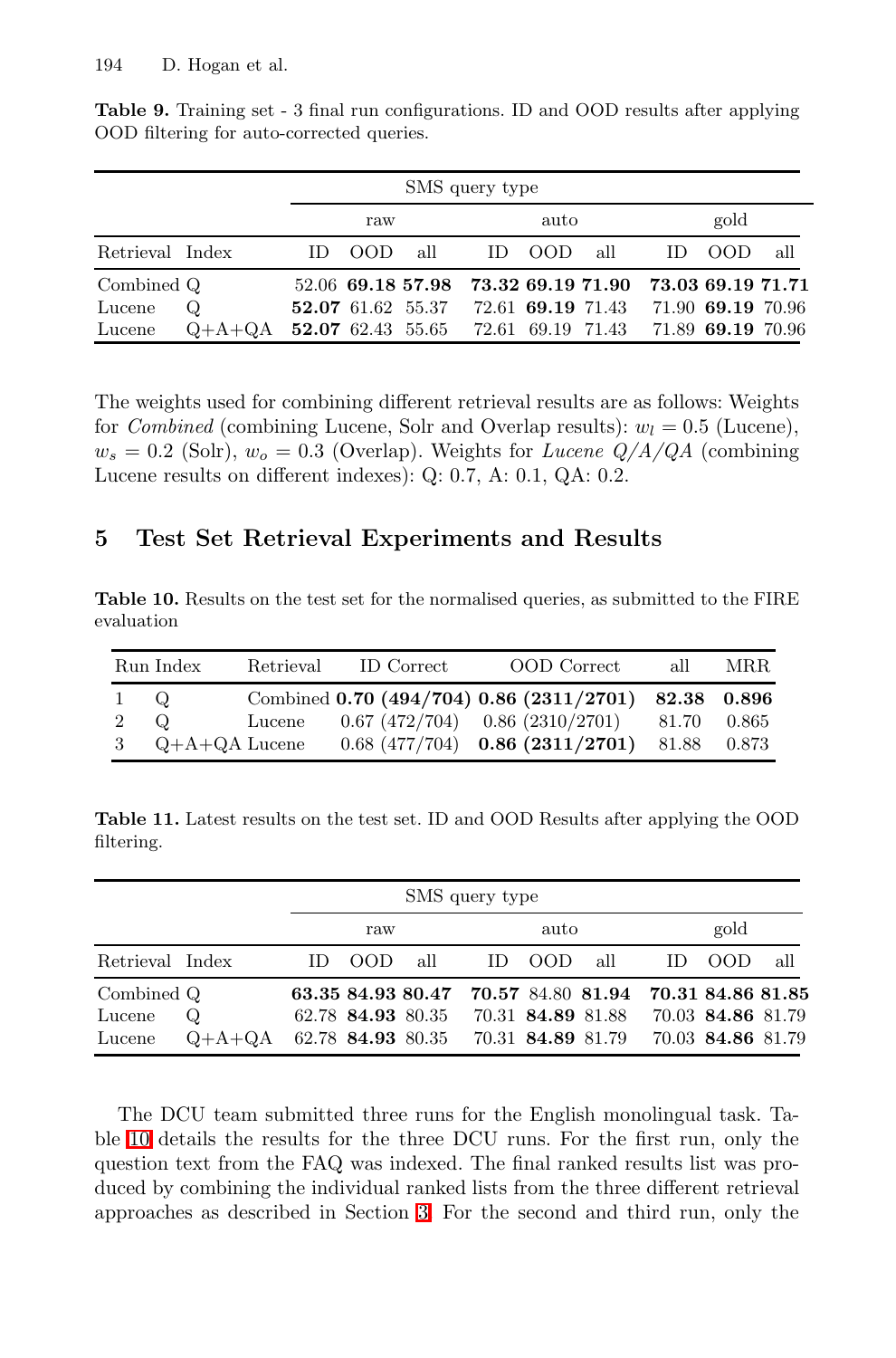**Table 9.** Training set - 3 final run configurations. ID and OOD results after applying OOD filtering for auto-corrected queries.

| | | SMS query type | | | | | | | | |
|---|---|---|---|---|---|---|---|---|---|---|
| | | raw | | | auto | | | gold | | |
| Retrieval | Index | ID | OOD | all | ID | OOD | all | ID | OOD | all |
| Combined | Q | 52.06 | **69.18** | **57.98** | **73.32** | **69.19** | **71.90** | **73.03** | **69.19** | **71.71** |
| Lucene | Q | **52.07** | 61.62 | 55.37 | 72.61 | **69.19** | 71.43 | 71.90 | **69.19** | 70.96 |
| Lucene | Q+A+QA | **52.07** | 62.43 | 55.65 | 72.61 | 69.19 | 71.43 | 71.89 | **69.19** | 70.96 |

The weights used for combining different retrieval results are as follows: Weights for *Combined* (combining Lucene, Solr and Overlap results): $w_l = 0.5$ (Lucene), $w_s = 0.2$ (Solr), $w_o = 0.3$ (Overlap). Weights for *Lucene Q/A/QA* (combining Lucene results on different indexes): Q: 0.7, A: 0.1, QA: 0.2.

## 5 Test Set Retrieval Experiments and Results

**Table 10.** Results on the test set for the normalised queries, as submitted to the FIRE evaluation

| Run | Index | Retrieval | ID Correct | OOD Correct | all | MRR |
|---|---|---|---|---|---|---|
| 1 | Q | Combined | **0.70 (494/704)** | **0.86 (2311/2701)** | **82.38** | **0.896** |
| 2 | Q | Lucene | 0.67 (472/704) | 0.86 (2310/2701) | 81.70 | 0.865 |
| 3 | Q+A+QA | Lucene | 0.68 (477/704) | **0.86 (2311/2701)** | 81.88 | 0.873 |

**Table 11.** Latest results on the test set. ID and OOD Results after applying the OOD filtering.

| | | SMS query type | | | | | | | | |
|---|---|---|---|---|---|---|---|---|---|---|
| | | raw | | | auto | | | gold | | |
| Retrieval | Index | ID | OOD | all | ID | OOD | all | ID | OOD | all |
| Combined | Q | **63.35** | **84.93** | **80.47** | **70.57** | 84.80 | **81.94** | **70.31** | **84.86** | **81.85** |
| Lucene | Q | 62.78 | **84.93** | 80.35 | 70.31 | **84.89** | 81.88 | 70.03 | **84.86** | 81.79 |
| Lucene | Q+A+QA | 62.78 | **84.93** | 80.35 | 70.31 | **84.89** | 81.79 | 70.03 | **84.86** | 81.79 |

The DCU team submitted three runs for the English monolingual task. Table 10 details the results for the three DCU runs. For the first run, only the question text from the FAQ was indexed. The final ranked results list was produced by combining the individual ranked lists from the three different retrieval approaches as described in Section 3. For the second and third run, only the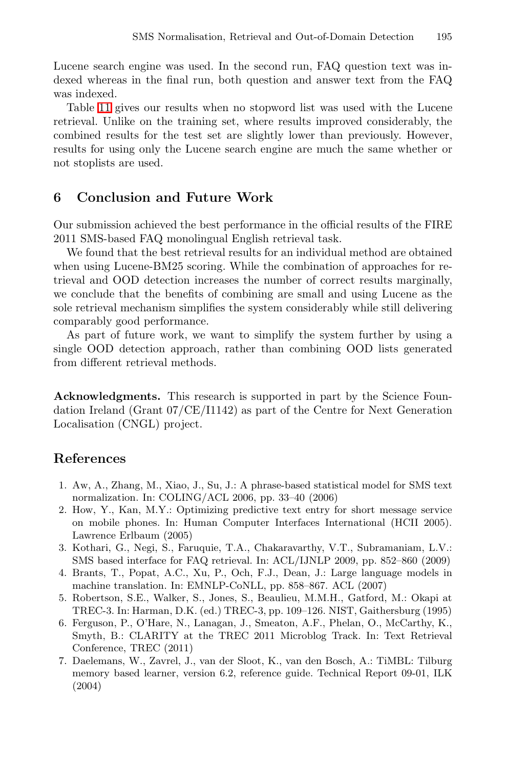Lucene search engine was used. In the second run, FAQ question text was indexed whereas in the final run, both question and answer text from the FAQ was indexed.

Table 11 gives our results when no stopword list was used with the Lucene retrieval. Unlike on the training set, where results improved considerably, the combined results for the test set are slightly lower than previously. However, results for using only the Lucene search engine are much the same whether or not stoplists are used.

## 6 Conclusion and Future Work

Our submission achieved the best performance in the official results of the FIRE 2011 SMS-based FAQ monolingual English retrieval task.

We found that the best retrieval results for an individual method are obtained when using Lucene-BM25 scoring. While the combination of approaches for retrieval and OOD detection increases the number of correct results marginally, we conclude that the benefits of combining are small and using Lucene as the sole retrieval mechanism simplifies the system considerably while still delivering comparably good performance.

As part of future work, we want to simplify the system further by using a single OOD detection approach, rather than combining OOD lists generated from different retrieval methods.

**Acknowledgments.** This research is supported in part by the Science Foundation Ireland (Grant 07/CE/I1142) as part of the Centre for Next Generation Localisation (CNGL) project.

## References

1. Aw, A., Zhang, M., Xiao, J., Su, J.: A phrase-based statistical model for SMS text normalization. In: COLING/ACL 2006, pp. 33–40 (2006)
2. How, Y., Kan, M.Y.: Optimizing predictive text entry for short message service on mobile phones. In: Human Computer Interfaces International (HCII 2005). Lawrence Erlbaum (2005)
3. Kothari, G., Negi, S., Faruquie, T.A., Chakaravarthy, V.T., Subramaniam, L.V.: SMS based interface for FAQ retrieval. In: ACL/IJNLP 2009, pp. 852–860 (2009)
4. Brants, T., Popat, A.C., Xu, P., Och, F.J., Dean, J.: Large language models in machine translation. In: EMNLP-CoNLL, pp. 858–867. ACL (2007)
5. Robertson, S.E., Walker, S., Jones, S., Beaulieu, M.M.H., Gatford, M.: Okapi at TREC-3. In: Harman, D.K. (ed.) TREC-3, pp. 109–126. NIST, Gaithersburg (1995)
6. Ferguson, P., O'Hare, N., Lanagan, J., Smeaton, A.F., Phelan, O., McCarthy, K., Smyth, B.: CLARITY at the TREC 2011 Microblog Track. In: Text Retrieval Conference, TREC (2011)
7. Daelemans, W., Zavrel, J., van der Sloot, K., van den Bosch, A.: TiMBL: Tilburg memory based learner, version 6.2, reference guide. Technical Report 09-01, ILK (2004)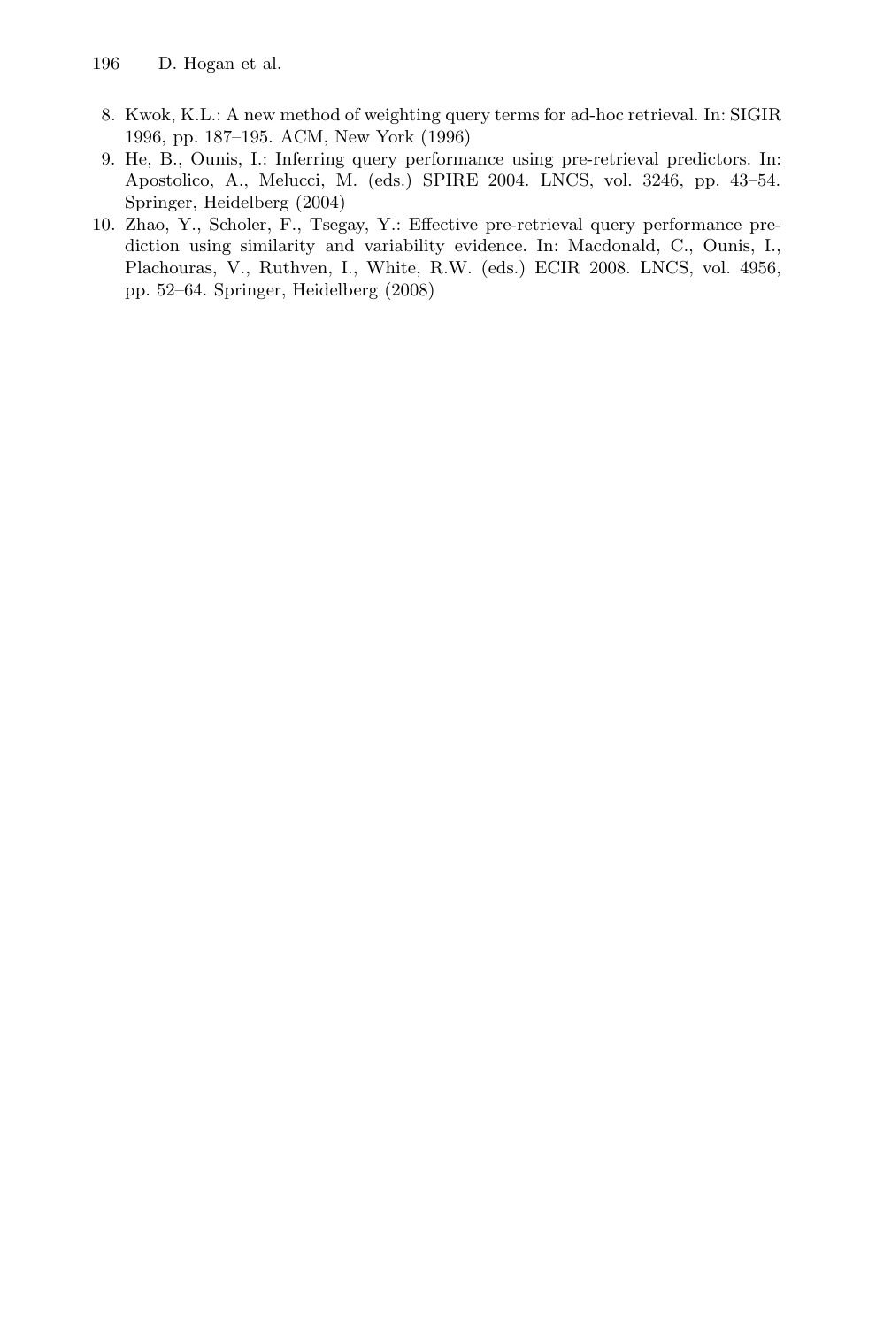8. Kwok, K.L.: A new method of weighting query terms for ad-hoc retrieval. In: SIGIR 1996, pp. 187–195. ACM, New York (1996)
9. He, B., Ounis, I.: Inferring query performance using pre-retrieval predictors. In: Apostolico, A., Melucci, M. (eds.) SPIRE 2004. LNCS, vol. 3246, pp. 43–54. Springer, Heidelberg (2004)
10. Zhao, Y., Scholer, F., Tsegay, Y.: Effective pre-retrieval query performance prediction using similarity and variability evidence. In: Macdonald, C., Ounis, I., Plachouras, V., Ruthven, I., White, R.W. (eds.) ECIR 2008. LNCS, vol. 4956, pp. 52–64. Springer, Heidelberg (2008)